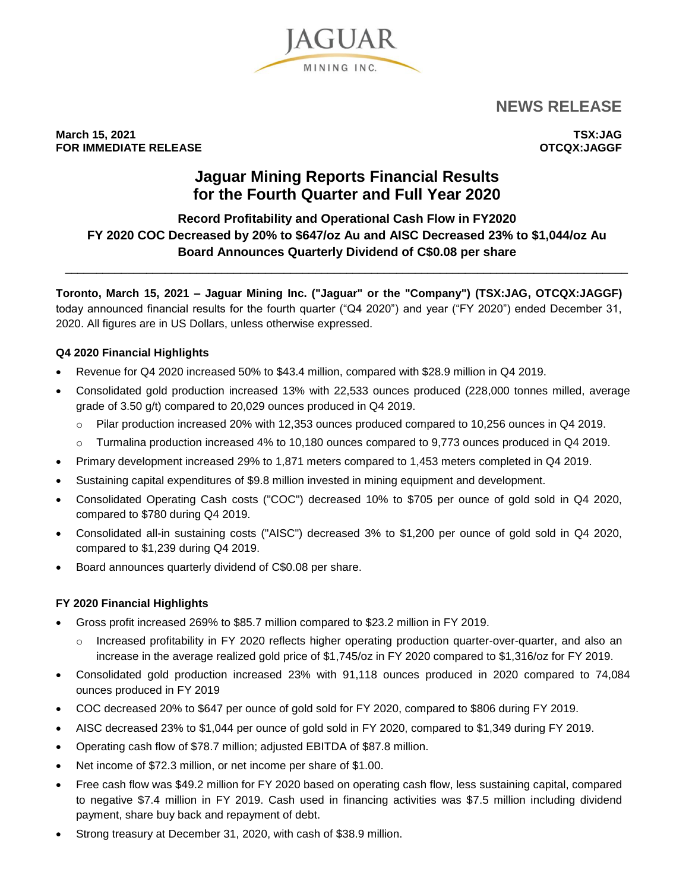JAGUAR MINING INC.

# NEWS RELEASE

**March 15, 2021**
**FOR IMMEDIATE RELEASE**

**TSX:JAG**
**OTCQX:JAGGF**

# Jaguar Mining Reports Financial Results for the Fourth Quarter and Full Year 2020

## Record Profitability and Operational Cash Flow in FY2020
## FY 2020 COC Decreased by 20% to $647/oz Au and AISC Decreased 23% to $1,044/oz Au
## Board Announces Quarterly Dividend of C$0.08 per share

---

**Toronto, March 15, 2021 – Jaguar Mining Inc. ("Jaguar" or the "Company") (TSX:JAG, OTCQX:JAGGF)** today announced financial results for the fourth quarter ("Q4 2020") and year ("FY 2020") ended December 31, 2020. All figures are in US Dollars, unless otherwise expressed.

### Q4 2020 Financial Highlights

- Revenue for Q4 2020 increased 50% to $43.4 million, compared with $28.9 million in Q4 2019.
- Consolidated gold production increased 13% with 22,533 ounces produced (228,000 tonnes milled, average grade of 3.50 g/t) compared to 20,029 ounces produced in Q4 2019.
  - Pilar production increased 20% with 12,353 ounces produced compared to 10,256 ounces in Q4 2019.
  - Turmalina production increased 4% to 10,180 ounces compared to 9,773 ounces produced in Q4 2019.
- Primary development increased 29% to 1,871 meters compared to 1,453 meters completed in Q4 2019.
- Sustaining capital expenditures of $9.8 million invested in mining equipment and development.
- Consolidated Operating Cash costs ("COC") decreased 10% to $705 per ounce of gold sold in Q4 2020, compared to $780 during Q4 2019.
- Consolidated all-in sustaining costs ("AISC") decreased 3% to $1,200 per ounce of gold sold in Q4 2020, compared to $1,239 during Q4 2019.
- Board announces quarterly dividend of C$0.08 per share.

### FY 2020 Financial Highlights

- Gross profit increased 269% to $85.7 million compared to $23.2 million in FY 2019.
  - Increased profitability in FY 2020 reflects higher operating production quarter-over-quarter, and also an increase in the average realized gold price of $1,745/oz in FY 2020 compared to $1,316/oz for FY 2019.
- Consolidated gold production increased 23% with 91,118 ounces produced in 2020 compared to 74,084 ounces produced in FY 2019
- COC decreased 20% to $647 per ounce of gold sold for FY 2020, compared to $806 during FY 2019.
- AISC decreased 23% to $1,044 per ounce of gold sold in FY 2020, compared to $1,349 during FY 2019.
- Operating cash flow of $78.7 million; adjusted EBITDA of $87.8 million.
- Net income of $72.3 million, or net income per share of $1.00.
- Free cash flow was $49.2 million for FY 2020 based on operating cash flow, less sustaining capital, compared to negative $7.4 million in FY 2019. Cash used in financing activities was $7.5 million including dividend payment, share buy back and repayment of debt.
- Strong treasury at December 31, 2020, with cash of $38.9 million.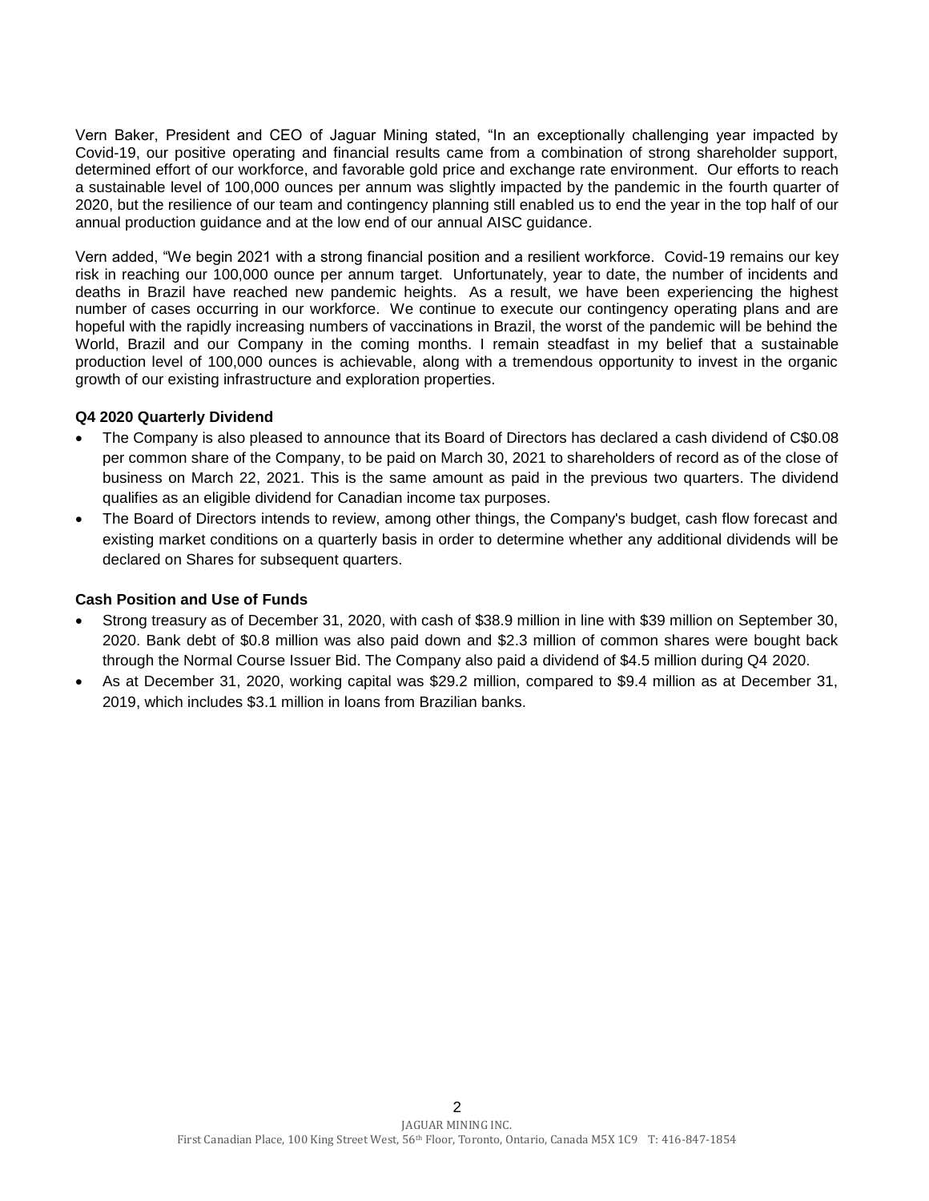Vern Baker, President and CEO of Jaguar Mining stated, "In an exceptionally challenging year impacted by Covid-19, our positive operating and financial results came from a combination of strong shareholder support, determined effort of our workforce, and favorable gold price and exchange rate environment. Our efforts to reach a sustainable level of 100,000 ounces per annum was slightly impacted by the pandemic in the fourth quarter of 2020, but the resilience of our team and contingency planning still enabled us to end the year in the top half of our annual production guidance and at the low end of our annual AISC guidance.

Vern added, "We begin 2021 with a strong financial position and a resilient workforce. Covid-19 remains our key risk in reaching our 100,000 ounce per annum target. Unfortunately, year to date, the number of incidents and deaths in Brazil have reached new pandemic heights. As a result, we have been experiencing the highest number of cases occurring in our workforce. We continue to execute our contingency operating plans and are hopeful with the rapidly increasing numbers of vaccinations in Brazil, the worst of the pandemic will be behind the World, Brazil and our Company in the coming months. I remain steadfast in my belief that a sustainable production level of 100,000 ounces is achievable, along with a tremendous opportunity to invest in the organic growth of our existing infrastructure and exploration properties.

**Q4 2020 Quarterly Dividend**

- The Company is also pleased to announce that its Board of Directors has declared a cash dividend of C$0.08 per common share of the Company, to be paid on March 30, 2021 to shareholders of record as of the close of business on March 22, 2021. This is the same amount as paid in the previous two quarters. The dividend qualifies as an eligible dividend for Canadian income tax purposes.
- The Board of Directors intends to review, among other things, the Company's budget, cash flow forecast and existing market conditions on a quarterly basis in order to determine whether any additional dividends will be declared on Shares for subsequent quarters.

**Cash Position and Use of Funds**

- Strong treasury as of December 31, 2020, with cash of $38.9 million in line with $39 million on September 30, 2020. Bank debt of $0.8 million was also paid down and $2.3 million of common shares were bought back through the Normal Course Issuer Bid. The Company also paid a dividend of $4.5 million during Q4 2020.
- As at December 31, 2020, working capital was $29.2 million, compared to $9.4 million as at December 31, 2019, which includes $3.1 million in loans from Brazilian banks.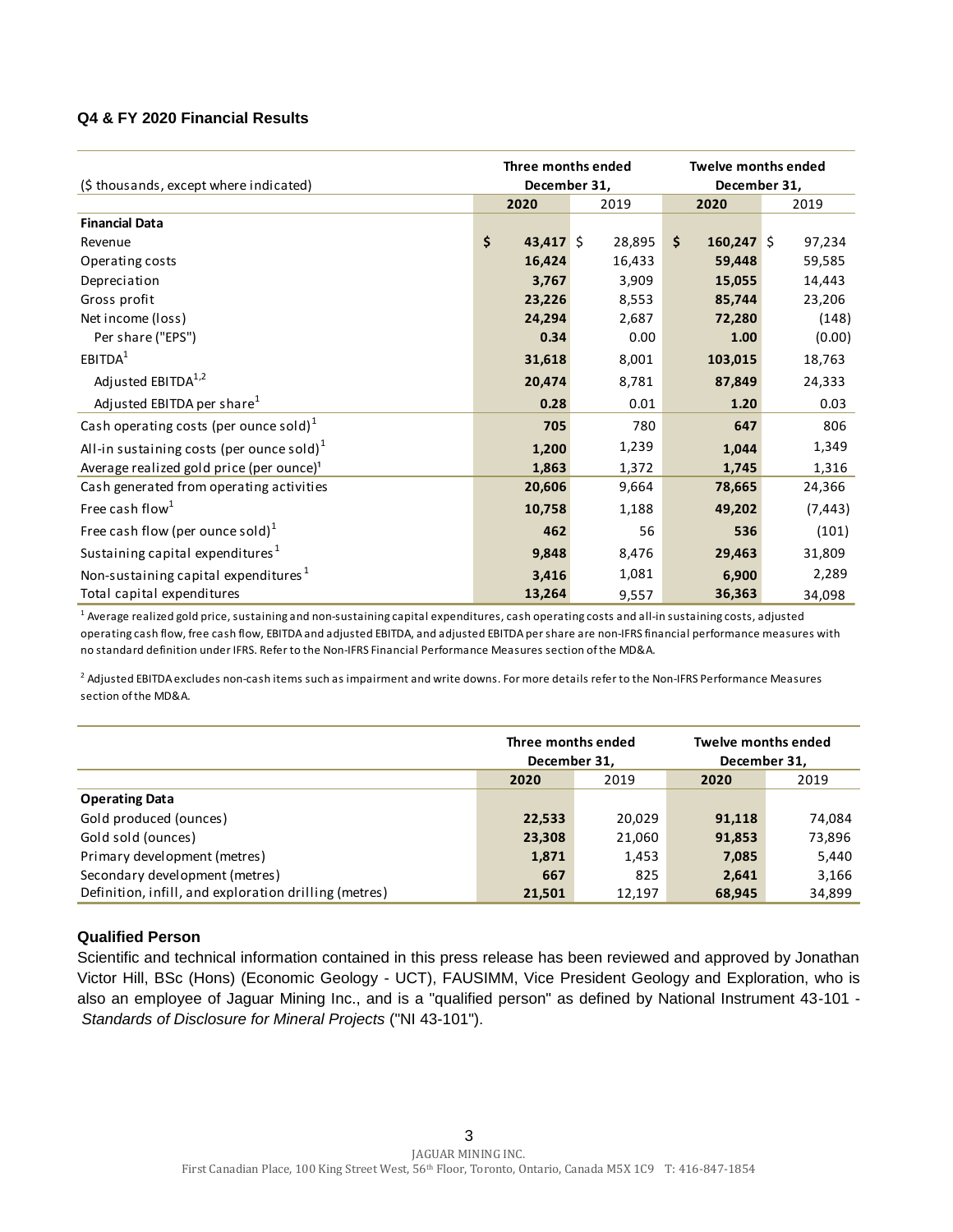### Q4 & FY 2020 Financial Results

| ($ thousands, except where indicated) | Three months ended December 31, | | Twelve months ended December 31, | |
|---|---|---|---|---|
| | **2020** | 2019 | **2020** | 2019 |
| **Financial Data** | | | | |
| Revenue | **$ 43,417** | $ 28,895 | **$ 160,247** | $ 97,234 |
| Operating costs | **16,424** | 16,433 | **59,448** | 59,585 |
| Depreciation | **3,767** | 3,909 | **15,055** | 14,443 |
| Gross profit | **23,226** | 8,553 | **85,744** | 23,206 |
| Net income (loss) | **24,294** | 2,687 | **72,280** | (148) |
| Per share ("EPS") | **0.34** | 0.00 | **1.00** | (0.00) |
| EBITDA[1] | **31,618** | 8,001 | **103,015** | 18,763 |
| Adjusted EBITDA[1,2] | **20,474** | 8,781 | **87,849** | 24,333 |
| Adjusted EBITDA per share[1] | **0.28** | 0.01 | **1.20** | 0.03 |
| Cash operating costs (per ounce sold)[1] | **705** | 780 | **647** | 806 |
| All-in sustaining costs (per ounce sold)[1] | **1,200** | 1,239 | **1,044** | 1,349 |
| Average realized gold price (per ounce)[1] | **1,863** | 1,372 | **1,745** | 1,316 |
| Cash generated from operating activities | **20,606** | 9,664 | **78,665** | 24,366 |
| Free cash flow[1] | **10,758** | 1,188 | **49,202** | (7,443) |
| Free cash flow (per ounce sold)[1] | **462** | 56 | **536** | (101) |
| Sustaining capital expenditures[1] | **9,848** | 8,476 | **29,463** | 31,809 |
| Non-sustaining capital expenditures[1] | **3,416** | 1,081 | **6,900** | 2,289 |
| Total capital expenditures | **13,264** | 9,557 | **36,363** | 34,098 |

[1] Average realized gold price, sustaining and non-sustaining capital expenditures, cash operating costs and all-in sustaining costs, adjusted operating cash flow, free cash flow, EBITDA and adjusted EBITDA, and adjusted EBITDA per share are non-IFRS financial performance measures with no standard definition under IFRS. Refer to the Non-IFRS Financial Performance Measures section of the MD&A.

[2] Adjusted EBITDA excludes non-cash items such as impairment and write downs. For more details refer to the Non-IFRS Performance Measures section of the MD&A.

| | Three months ended December 31, | | Twelve months ended December 31, | |
|---|---|---|---|---|
| | **2020** | 2019 | **2020** | 2019 |
| **Operating Data** | | | | |
| Gold produced (ounces) | **22,533** | 20,029 | **91,118** | 74,084 |
| Gold sold (ounces) | **23,308** | 21,060 | **91,853** | 73,896 |
| Primary development (metres) | **1,871** | 1,453 | **7,085** | 5,440 |
| Secondary development (metres) | **667** | 825 | **2,641** | 3,166 |
| Definition, infill, and exploration drilling (metres) | **21,501** | 12,197 | **68,945** | 34,899 |

### Qualified Person

Scientific and technical information contained in this press release has been reviewed and approved by Jonathan Victor Hill, BSc (Hons) (Economic Geology - UCT), FAUSIMM, Vice President Geology and Exploration, who is also an employee of Jaguar Mining Inc., and is a "qualified person" as defined by National Instrument 43-101 - *Standards of Disclosure for Mineral Projects* ("NI 43-101").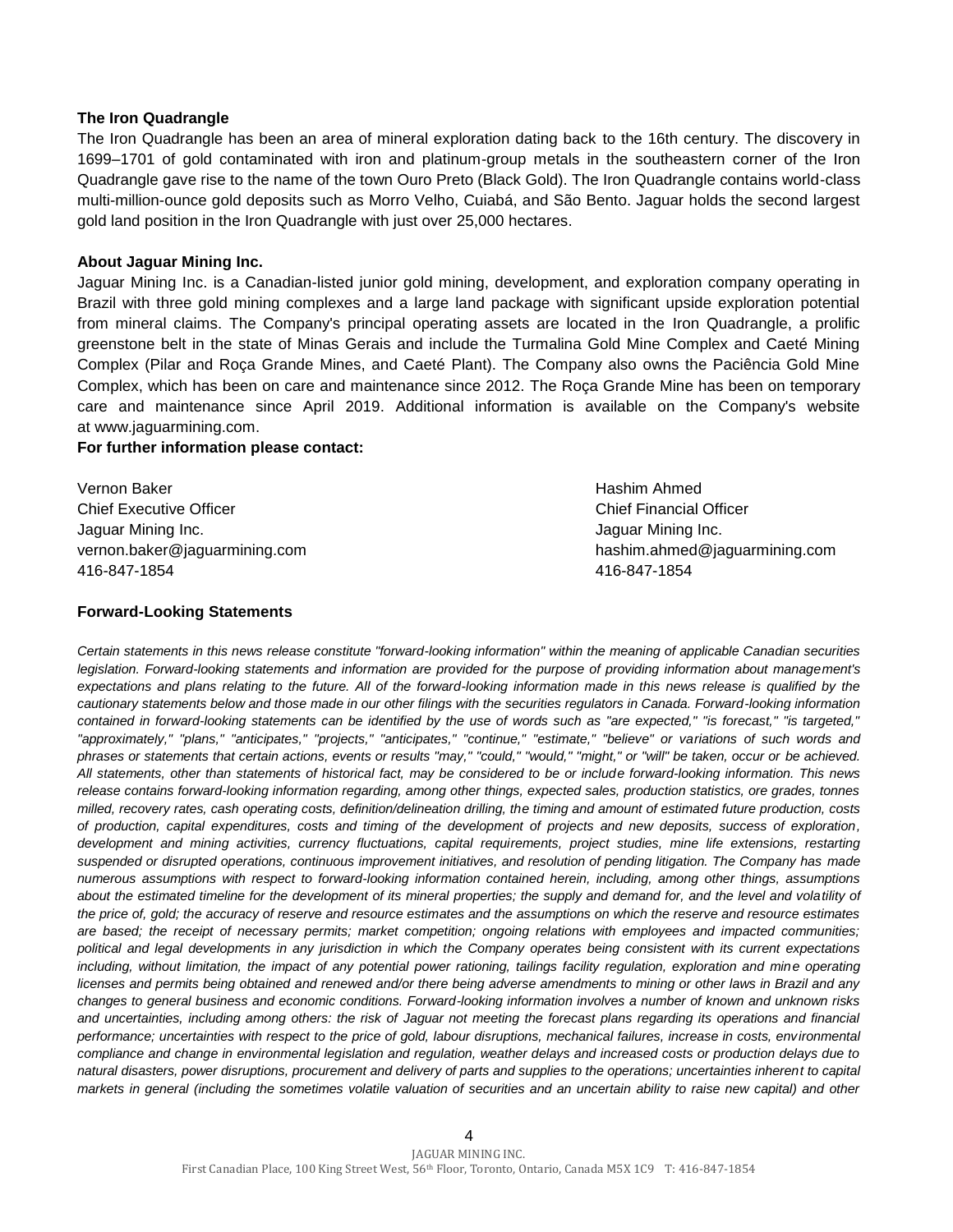**The Iron Quadrangle**

The Iron Quadrangle has been an area of mineral exploration dating back to the 16th century. The discovery in 1699–1701 of gold contaminated with iron and platinum-group metals in the southeastern corner of the Iron Quadrangle gave rise to the name of the town Ouro Preto (Black Gold). The Iron Quadrangle contains world-class multi-million-ounce gold deposits such as Morro Velho, Cuiabá, and São Bento. Jaguar holds the second largest gold land position in the Iron Quadrangle with just over 25,000 hectares.

**About Jaguar Mining Inc.**

Jaguar Mining Inc. is a Canadian-listed junior gold mining, development, and exploration company operating in Brazil with three gold mining complexes and a large land package with significant upside exploration potential from mineral claims. The Company's principal operating assets are located in the Iron Quadrangle, a prolific greenstone belt in the state of Minas Gerais and include the Turmalina Gold Mine Complex and Caeté Mining Complex (Pilar and Roça Grande Mines, and Caeté Plant). The Company also owns the Paciência Gold Mine Complex, which has been on care and maintenance since 2012. The Roça Grande Mine has been on temporary care and maintenance since April 2019. Additional information is available on the Company's website at www.jaguarmining.com.

**For further information please contact:**

Vernon Baker
Chief Executive Officer
Jaguar Mining Inc.
vernon.baker@jaguarmining.com
416-847-1854

Hashim Ahmed
Chief Financial Officer
Jaguar Mining Inc.
hashim.ahmed@jaguarmining.com
416-847-1854

**Forward-Looking Statements**

*Certain statements in this news release constitute "forward-looking information" within the meaning of applicable Canadian securities legislation. Forward-looking statements and information are provided for the purpose of providing information about management's expectations and plans relating to the future. All of the forward-looking information made in this news release is qualified by the cautionary statements below and those made in our other filings with the securities regulators in Canada. Forward-looking information contained in forward-looking statements can be identified by the use of words such as "are expected," "is forecast," "is targeted," "approximately," "plans," "anticipates," "projects," "anticipates," "continue," "estimate," "believe" or variations of such words and phrases or statements that certain actions, events or results "may," "could," "would," "might," or "will" be taken, occur or be achieved. All statements, other than statements of historical fact, may be considered to be or include forward-looking information. This news release contains forward-looking information regarding, among other things, expected sales, production statistics, ore grades, tonnes milled, recovery rates, cash operating costs, definition/delineation drilling, the timing and amount of estimated future production, costs of production, capital expenditures, costs and timing of the development of projects and new deposits, success of exploration, development and mining activities, currency fluctuations, capital requirements, project studies, mine life extensions, restarting suspended or disrupted operations, continuous improvement initiatives, and resolution of pending litigation. The Company has made numerous assumptions with respect to forward-looking information contained herein, including, among other things, assumptions about the estimated timeline for the development of its mineral properties; the supply and demand for, and the level and volatility of the price of, gold; the accuracy of reserve and resource estimates and the assumptions on which the reserve and resource estimates are based; the receipt of necessary permits; market competition; ongoing relations with employees and impacted communities; political and legal developments in any jurisdiction in which the Company operates being consistent with its current expectations including, without limitation, the impact of any potential power rationing, tailings facility regulation, exploration and mine operating licenses and permits being obtained and renewed and/or there being adverse amendments to mining or other laws in Brazil and any changes to general business and economic conditions. Forward-looking information involves a number of known and unknown risks and uncertainties, including among others: the risk of Jaguar not meeting the forecast plans regarding its operations and financial performance; uncertainties with respect to the price of gold, labour disruptions, mechanical failures, increase in costs, environmental compliance and change in environmental legislation and regulation, weather delays and increased costs or production delays due to natural disasters, power disruptions, procurement and delivery of parts and supplies to the operations; uncertainties inherent to capital markets in general (including the sometimes volatile valuation of securities and an uncertain ability to raise new capital) and other*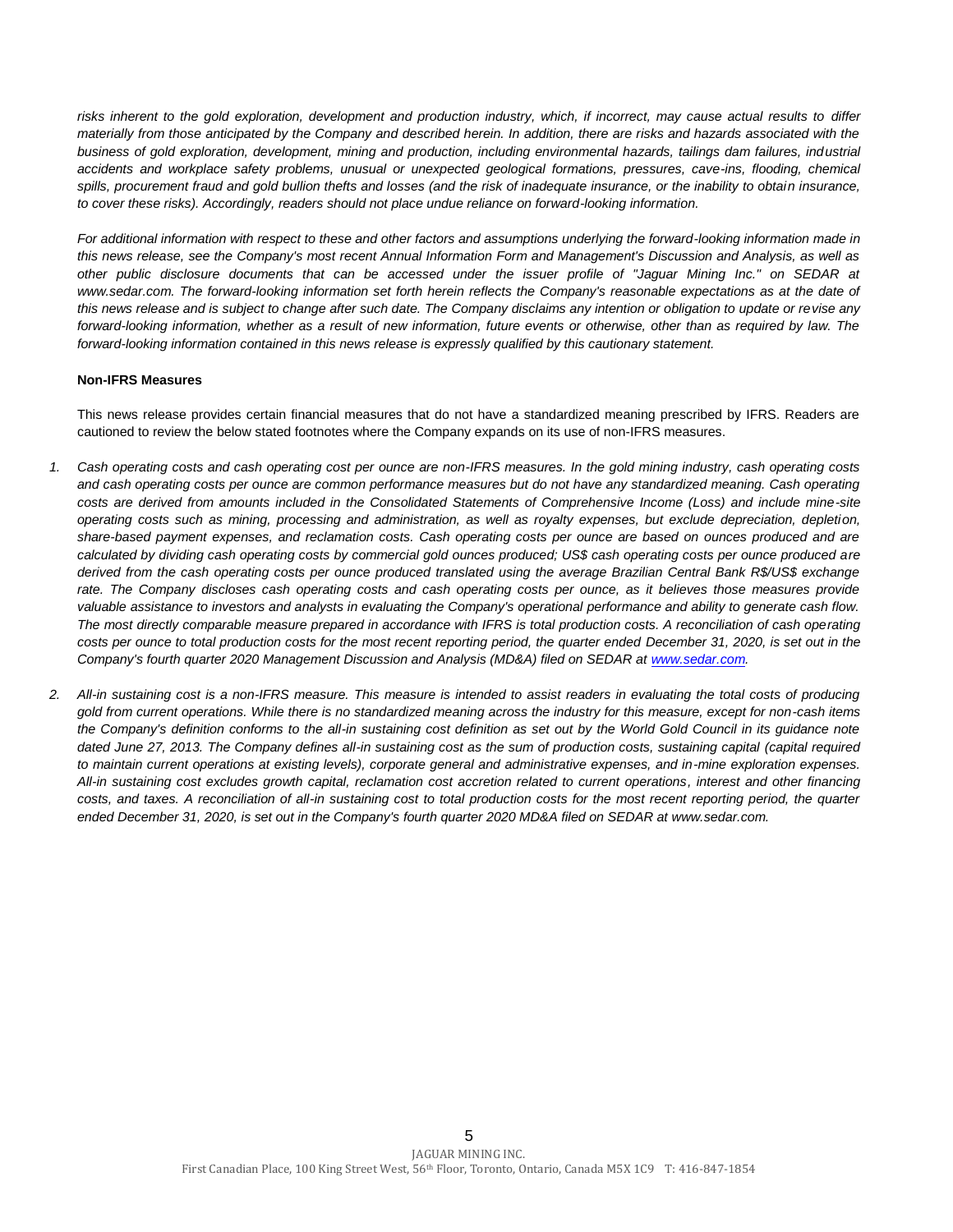*risks inherent to the gold exploration, development and production industry, which, if incorrect, may cause actual results to differ materially from those anticipated by the Company and described herein. In addition, there are risks and hazards associated with the business of gold exploration, development, mining and production, including environmental hazards, tailings dam failures, industrial accidents and workplace safety problems, unusual or unexpected geological formations, pressures, cave-ins, flooding, chemical spills, procurement fraud and gold bullion thefts and losses (and the risk of inadequate insurance, or the inability to obtain insurance, to cover these risks). Accordingly, readers should not place undue reliance on forward-looking information.*

*For additional information with respect to these and other factors and assumptions underlying the forward-looking information made in this news release, see the Company's most recent Annual Information Form and Management's Discussion and Analysis, as well as other public disclosure documents that can be accessed under the issuer profile of "Jaguar Mining Inc." on SEDAR at www.sedar.com. The forward-looking information set forth herein reflects the Company's reasonable expectations as at the date of this news release and is subject to change after such date. The Company disclaims any intention or obligation to update or revise any forward-looking information, whether as a result of new information, future events or otherwise, other than as required by law. The forward-looking information contained in this news release is expressly qualified by this cautionary statement.*

**Non-IFRS Measures**

This news release provides certain financial measures that do not have a standardized meaning prescribed by IFRS. Readers are cautioned to review the below stated footnotes where the Company expands on its use of non-IFRS measures.

1. *Cash operating costs and cash operating cost per ounce are non-IFRS measures. In the gold mining industry, cash operating costs and cash operating costs per ounce are common performance measures but do not have any standardized meaning. Cash operating costs are derived from amounts included in the Consolidated Statements of Comprehensive Income (Loss) and include mine-site operating costs such as mining, processing and administration, as well as royalty expenses, but exclude depreciation, depletion, share-based payment expenses, and reclamation costs. Cash operating costs per ounce are based on ounces produced and are calculated by dividing cash operating costs by commercial gold ounces produced; US$ cash operating costs per ounce produced are derived from the cash operating costs per ounce produced translated using the average Brazilian Central Bank R$/US$ exchange rate. The Company discloses cash operating costs and cash operating costs per ounce, as it believes those measures provide valuable assistance to investors and analysts in evaluating the Company's operational performance and ability to generate cash flow. The most directly comparable measure prepared in accordance with IFRS is total production costs. A reconciliation of cash operating costs per ounce to total production costs for the most recent reporting period, the quarter ended December 31, 2020, is set out in the Company's fourth quarter 2020 Management Discussion and Analysis (MD&A) filed on SEDAR at www.sedar.com.*

2. *All-in sustaining cost is a non-IFRS measure. This measure is intended to assist readers in evaluating the total costs of producing gold from current operations. While there is no standardized meaning across the industry for this measure, except for non-cash items the Company's definition conforms to the all-in sustaining cost definition as set out by the World Gold Council in its guidance note dated June 27, 2013. The Company defines all-in sustaining cost as the sum of production costs, sustaining capital (capital required to maintain current operations at existing levels), corporate general and administrative expenses, and in-mine exploration expenses. All-in sustaining cost excludes growth capital, reclamation cost accretion related to current operations, interest and other financing costs, and taxes. A reconciliation of all-in sustaining cost to total production costs for the most recent reporting period, the quarter ended December 31, 2020, is set out in the Company's fourth quarter 2020 MD&A filed on SEDAR at www.sedar.com.*